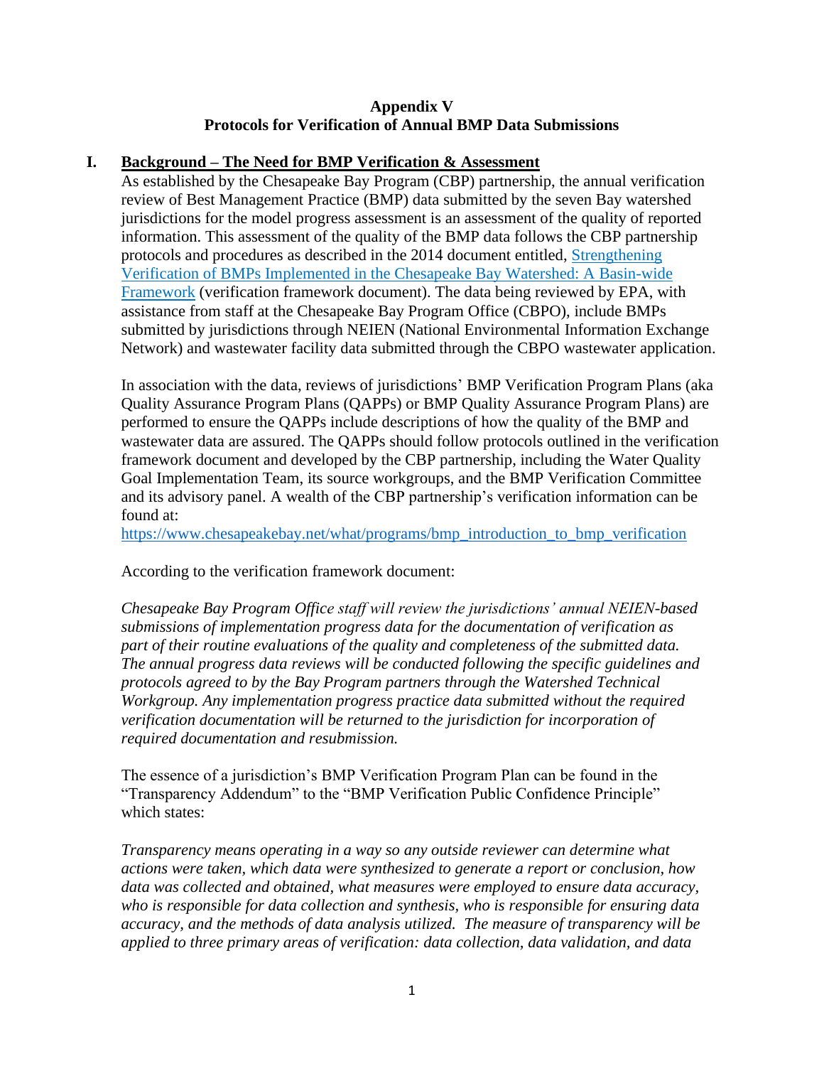# Appendix V
# Protocols for Verification of Annual BMP Data Submissions

## I. Background – The Need for BMP Verification & Assessment

As established by the Chesapeake Bay Program (CBP) partnership, the annual verification review of Best Management Practice (BMP) data submitted by the seven Bay watershed jurisdictions for the model progress assessment is an assessment of the quality of reported information. This assessment of the quality of the BMP data follows the CBP partnership protocols and procedures as described in the 2014 document entitled, Strengthening Verification of BMPs Implemented in the Chesapeake Bay Watershed: A Basin-wide Framework (verification framework document). The data being reviewed by EPA, with assistance from staff at the Chesapeake Bay Program Office (CBPO), include BMPs submitted by jurisdictions through NEIEN (National Environmental Information Exchange Network) and wastewater facility data submitted through the CBPO wastewater application.

In association with the data, reviews of jurisdictions' BMP Verification Program Plans (aka Quality Assurance Program Plans (QAPPs) or BMP Quality Assurance Program Plans) are performed to ensure the QAPPs include descriptions of how the quality of the BMP and wastewater data are assured. The QAPPs should follow protocols outlined in the verification framework document and developed by the CBP partnership, including the Water Quality Goal Implementation Team, its source workgroups, and the BMP Verification Committee and its advisory panel. A wealth of the CBP partnership's verification information can be found at:
https://www.chesapeakebay.net/what/programs/bmp_introduction_to_bmp_verification

According to the verification framework document:

*Chesapeake Bay Program Office staff will review the jurisdictions' annual NEIEN-based submissions of implementation progress data for the documentation of verification as part of their routine evaluations of the quality and completeness of the submitted data. The annual progress data reviews will be conducted following the specific guidelines and protocols agreed to by the Bay Program partners through the Watershed Technical Workgroup. Any implementation progress practice data submitted without the required verification documentation will be returned to the jurisdiction for incorporation of required documentation and resubmission.*

The essence of a jurisdiction's BMP Verification Program Plan can be found in the "Transparency Addendum" to the "BMP Verification Public Confidence Principle" which states:

*Transparency means operating in a way so any outside reviewer can determine what actions were taken, which data were synthesized to generate a report or conclusion, how data was collected and obtained, what measures were employed to ensure data accuracy, who is responsible for data collection and synthesis, who is responsible for ensuring data accuracy, and the methods of data analysis utilized. The measure of transparency will be applied to three primary areas of verification: data collection, data validation, and data*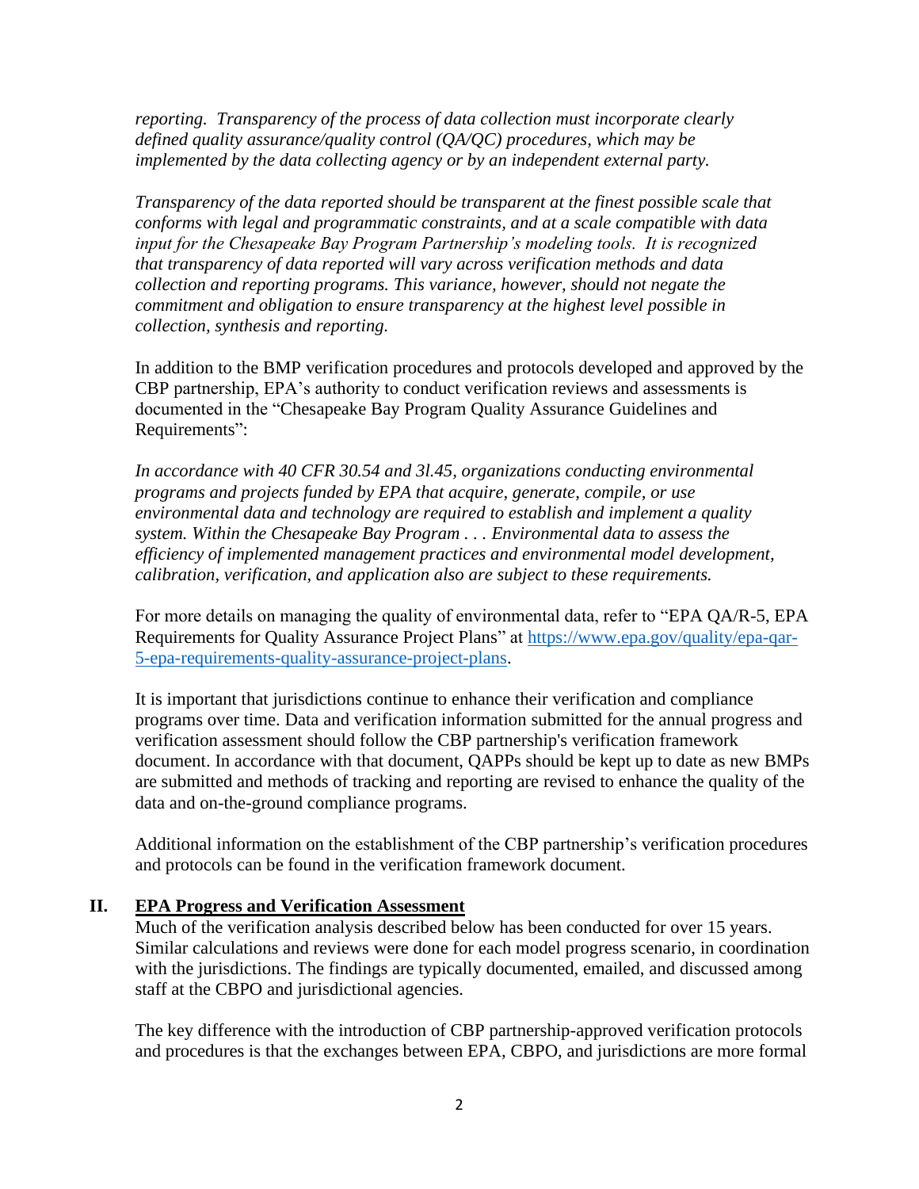*reporting. Transparency of the process of data collection must incorporate clearly defined quality assurance/quality control (QA/QC) procedures, which may be implemented by the data collecting agency or by an independent external party.*

*Transparency of the data reported should be transparent at the finest possible scale that conforms with legal and programmatic constraints, and at a scale compatible with data input for the Chesapeake Bay Program Partnership's modeling tools. It is recognized that transparency of data reported will vary across verification methods and data collection and reporting programs. This variance, however, should not negate the commitment and obligation to ensure transparency at the highest level possible in collection, synthesis and reporting.*

In addition to the BMP verification procedures and protocols developed and approved by the CBP partnership, EPA's authority to conduct verification reviews and assessments is documented in the "Chesapeake Bay Program Quality Assurance Guidelines and Requirements":

*In accordance with 40 CFR 30.54 and 3l.45, organizations conducting environmental programs and projects funded by EPA that acquire, generate, compile, or use environmental data and technology are required to establish and implement a quality system. Within the Chesapeake Bay Program . . . Environmental data to assess the efficiency of implemented management practices and environmental model development, calibration, verification, and application also are subject to these requirements.*

For more details on managing the quality of environmental data, refer to "EPA QA/R-5, EPA Requirements for Quality Assurance Project Plans" at [https://www.epa.gov/quality/epa-qar-5-epa-requirements-quality-assurance-project-plans](https://www.epa.gov/quality/epa-qar-5-epa-requirements-quality-assurance-project-plans).

It is important that jurisdictions continue to enhance their verification and compliance programs over time. Data and verification information submitted for the annual progress and verification assessment should follow the CBP partnership's verification framework document. In accordance with that document, QAPPs should be kept up to date as new BMPs are submitted and methods of tracking and reporting are revised to enhance the quality of the data and on-the-ground compliance programs.

Additional information on the establishment of the CBP partnership's verification procedures and protocols can be found in the verification framework document.

## II. EPA Progress and Verification Assessment

Much of the verification analysis described below has been conducted for over 15 years. Similar calculations and reviews were done for each model progress scenario, in coordination with the jurisdictions. The findings are typically documented, emailed, and discussed among staff at the CBPO and jurisdictional agencies.

The key difference with the introduction of CBP partnership-approved verification protocols and procedures is that the exchanges between EPA, CBPO, and jurisdictions are more formal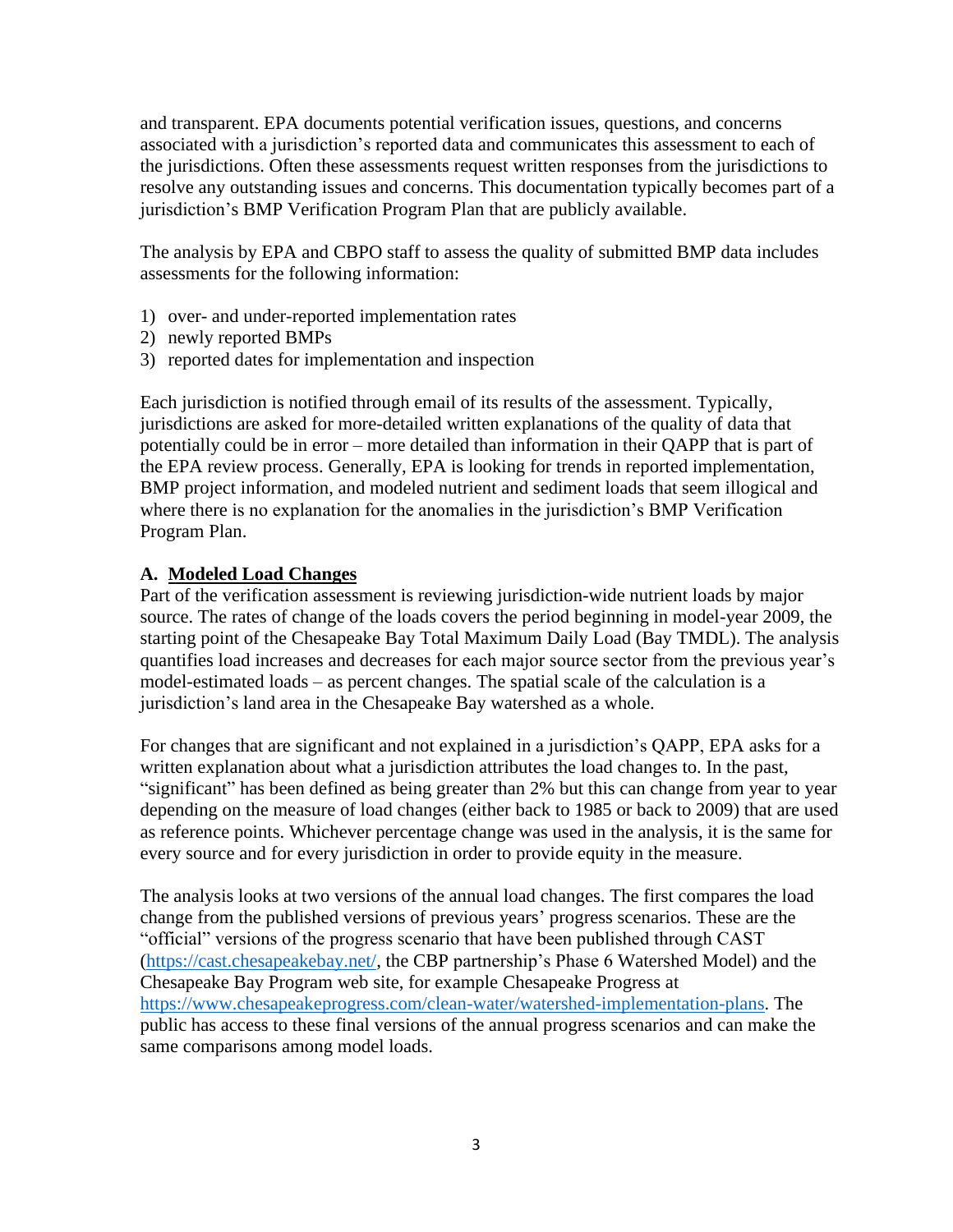and transparent. EPA documents potential verification issues, questions, and concerns associated with a jurisdiction's reported data and communicates this assessment to each of the jurisdictions. Often these assessments request written responses from the jurisdictions to resolve any outstanding issues and concerns. This documentation typically becomes part of a jurisdiction's BMP Verification Program Plan that are publicly available.

The analysis by EPA and CBPO staff to assess the quality of submitted BMP data includes assessments for the following information:

1) over- and under-reported implementation rates
2) newly reported BMPs
3) reported dates for implementation and inspection

Each jurisdiction is notified through email of its results of the assessment. Typically, jurisdictions are asked for more-detailed written explanations of the quality of data that potentially could be in error – more detailed than information in their QAPP that is part of the EPA review process. Generally, EPA is looking for trends in reported implementation, BMP project information, and modeled nutrient and sediment loads that seem illogical and where there is no explanation for the anomalies in the jurisdiction's BMP Verification Program Plan.

### A. <u>Modeled Load Changes</u>

Part of the verification assessment is reviewing jurisdiction-wide nutrient loads by major source. The rates of change of the loads covers the period beginning in model-year 2009, the starting point of the Chesapeake Bay Total Maximum Daily Load (Bay TMDL). The analysis quantifies load increases and decreases for each major source sector from the previous year's model-estimated loads – as percent changes. The spatial scale of the calculation is a jurisdiction's land area in the Chesapeake Bay watershed as a whole.

For changes that are significant and not explained in a jurisdiction's QAPP, EPA asks for a written explanation about what a jurisdiction attributes the load changes to. In the past, "significant" has been defined as being greater than 2% but this can change from year to year depending on the measure of load changes (either back to 1985 or back to 2009) that are used as reference points. Whichever percentage change was used in the analysis, it is the same for every source and for every jurisdiction in order to provide equity in the measure.

The analysis looks at two versions of the annual load changes. The first compares the load change from the published versions of previous years' progress scenarios. These are the "official" versions of the progress scenario that have been published through CAST (https://cast.chesapeakebay.net/, the CBP partnership's Phase 6 Watershed Model) and the Chesapeake Bay Program web site, for example Chesapeake Progress at https://www.chesapeakeprogress.com/clean-water/watershed-implementation-plans. The public has access to these final versions of the annual progress scenarios and can make the same comparisons among model loads.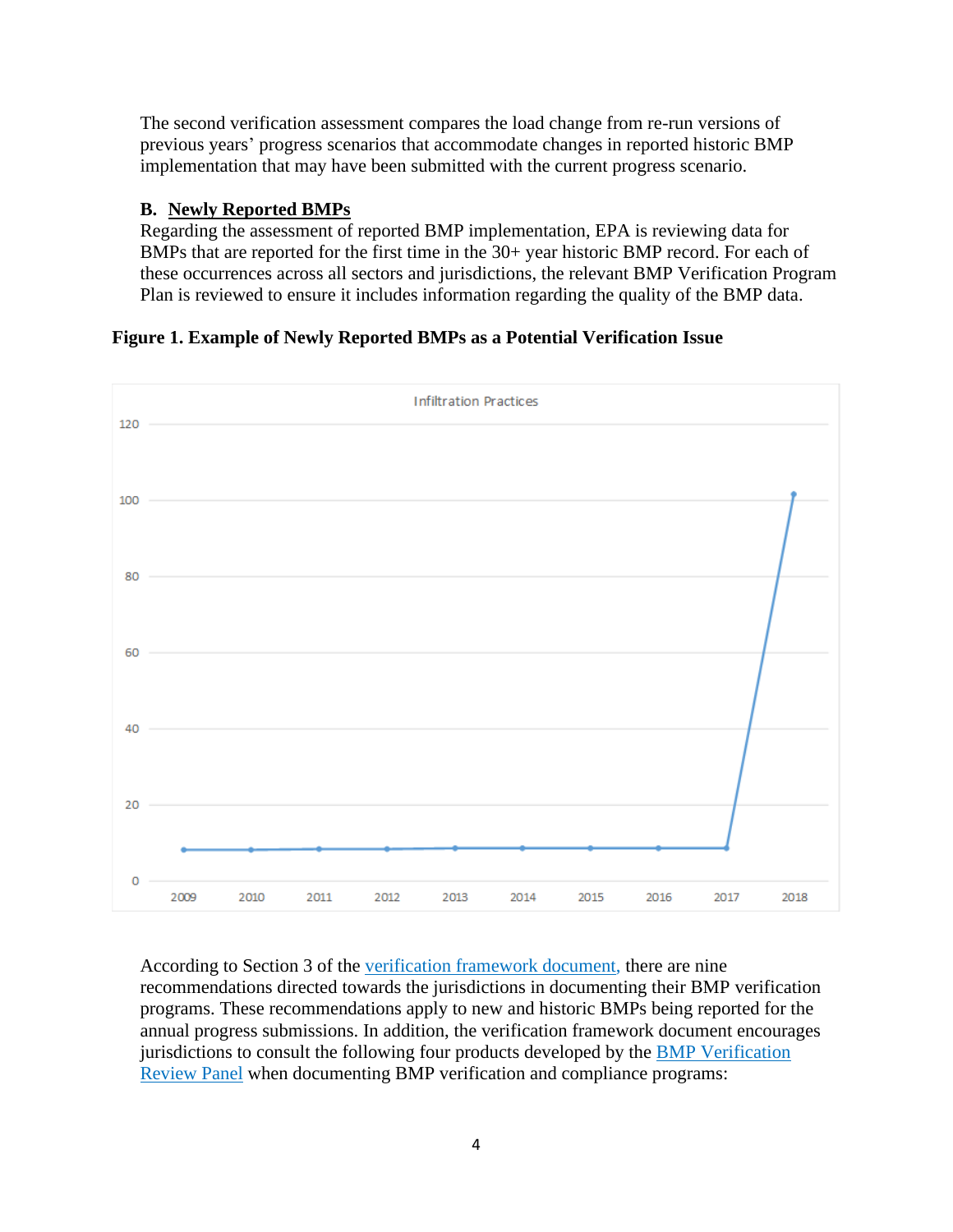The second verification assessment compares the load change from re-run versions of previous years' progress scenarios that accommodate changes in reported historic BMP implementation that may have been submitted with the current progress scenario.

### B. Newly Reported BMPs

Regarding the assessment of reported BMP implementation, EPA is reviewing data for BMPs that are reported for the first time in the 30+ year historic BMP record. For each of these occurrences across all sectors and jurisdictions, the relevant BMP Verification Program Plan is reviewed to ensure it includes information regarding the quality of the BMP data.

**Figure 1. Example of Newly Reported BMPs as a Potential Verification Issue**

According to Section 3 of the verification framework document, there are nine recommendations directed towards the jurisdictions in documenting their BMP verification programs. These recommendations apply to new and historic BMPs being reported for the annual progress submissions. In addition, the verification framework document encourages jurisdictions to consult the following four products developed by the BMP Verification Review Panel when documenting BMP verification and compliance programs: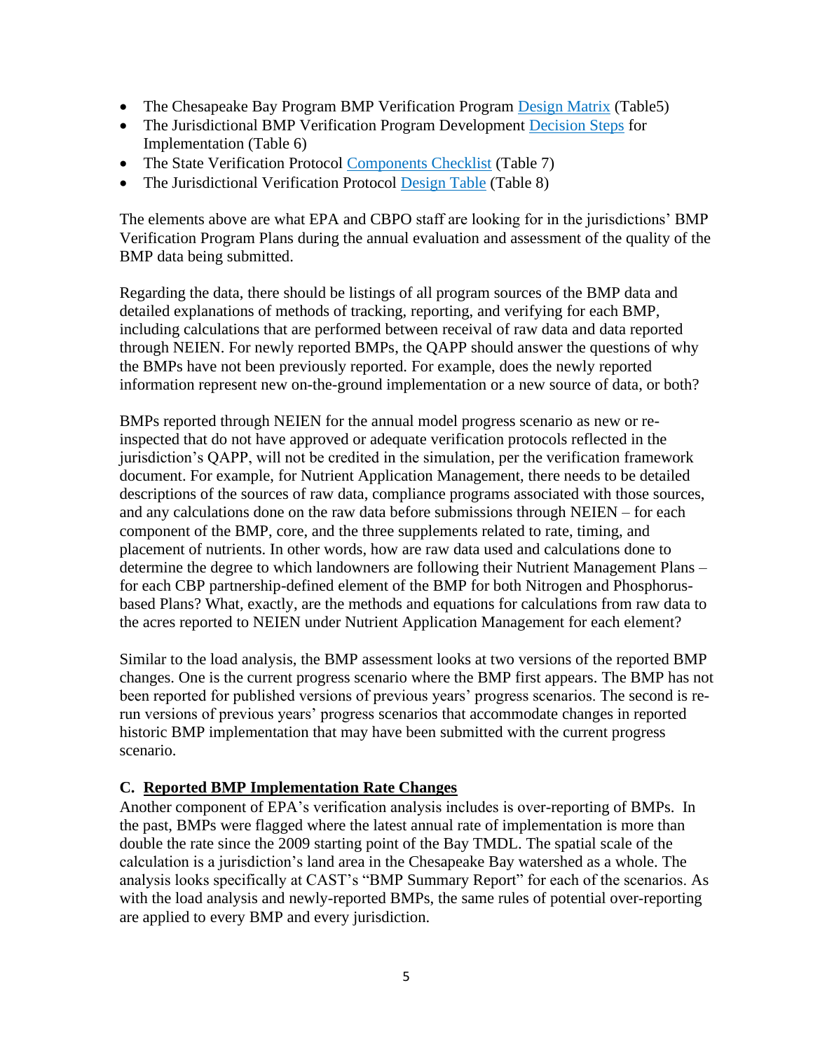- The Chesapeake Bay Program BMP Verification Program Design Matrix (Table5)
- The Jurisdictional BMP Verification Program Development Decision Steps for Implementation (Table 6)
- The State Verification Protocol Components Checklist (Table 7)
- The Jurisdictional Verification Protocol Design Table (Table 8)

The elements above are what EPA and CBPO staff are looking for in the jurisdictions' BMP Verification Program Plans during the annual evaluation and assessment of the quality of the BMP data being submitted.

Regarding the data, there should be listings of all program sources of the BMP data and detailed explanations of methods of tracking, reporting, and verifying for each BMP, including calculations that are performed between receival of raw data and data reported through NEIEN. For newly reported BMPs, the QAPP should answer the questions of why the BMPs have not been previously reported. For example, does the newly reported information represent new on-the-ground implementation or a new source of data, or both?

BMPs reported through NEIEN for the annual model progress scenario as new or re-inspected that do not have approved or adequate verification protocols reflected in the jurisdiction's QAPP, will not be credited in the simulation, per the verification framework document. For example, for Nutrient Application Management, there needs to be detailed descriptions of the sources of raw data, compliance programs associated with those sources, and any calculations done on the raw data before submissions through NEIEN – for each component of the BMP, core, and the three supplements related to rate, timing, and placement of nutrients. In other words, how are raw data used and calculations done to determine the degree to which landowners are following their Nutrient Management Plans – for each CBP partnership-defined element of the BMP for both Nitrogen and Phosphorus-based Plans? What, exactly, are the methods and equations for calculations from raw data to the acres reported to NEIEN under Nutrient Application Management for each element?

Similar to the load analysis, the BMP assessment looks at two versions of the reported BMP changes. One is the current progress scenario where the BMP first appears. The BMP has not been reported for published versions of previous years' progress scenarios. The second is re-run versions of previous years' progress scenarios that accommodate changes in reported historic BMP implementation that may have been submitted with the current progress scenario.

### C. Reported BMP Implementation Rate Changes

Another component of EPA's verification analysis includes is over-reporting of BMPs. In the past, BMPs were flagged where the latest annual rate of implementation is more than double the rate since the 2009 starting point of the Bay TMDL. The spatial scale of the calculation is a jurisdiction's land area in the Chesapeake Bay watershed as a whole. The analysis looks specifically at CAST's "BMP Summary Report" for each of the scenarios. As with the load analysis and newly-reported BMPs, the same rules of potential over-reporting are applied to every BMP and every jurisdiction.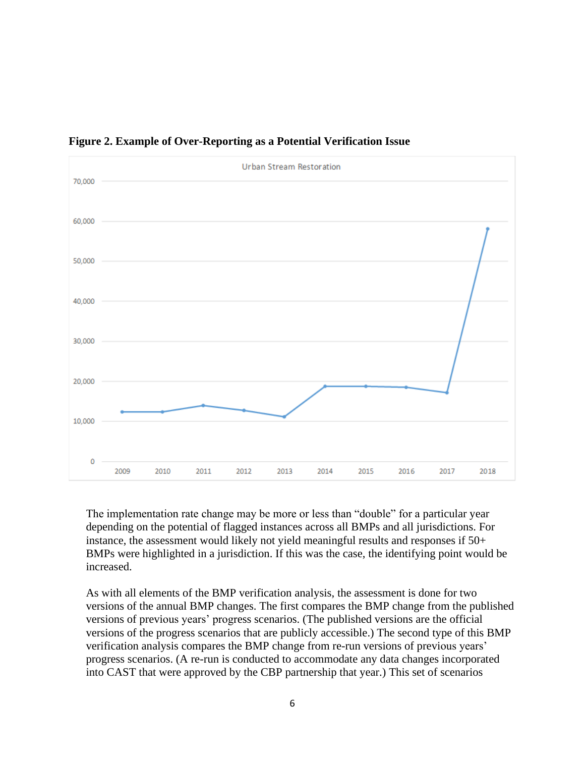**Figure 2. Example of Over-Reporting as a Potential Verification Issue**

The implementation rate change may be more or less than "double" for a particular year depending on the potential of flagged instances across all BMPs and all jurisdictions. For instance, the assessment would likely not yield meaningful results and responses if 50+ BMPs were highlighted in a jurisdiction. If this was the case, the identifying point would be increased.

As with all elements of the BMP verification analysis, the assessment is done for two versions of the annual BMP changes. The first compares the BMP change from the published versions of previous years' progress scenarios. (The published versions are the official versions of the progress scenarios that are publicly accessible.) The second type of this BMP verification analysis compares the BMP change from re-run versions of previous years' progress scenarios. (A re-run is conducted to accommodate any data changes incorporated into CAST that were approved by the CBP partnership that year.) This set of scenarios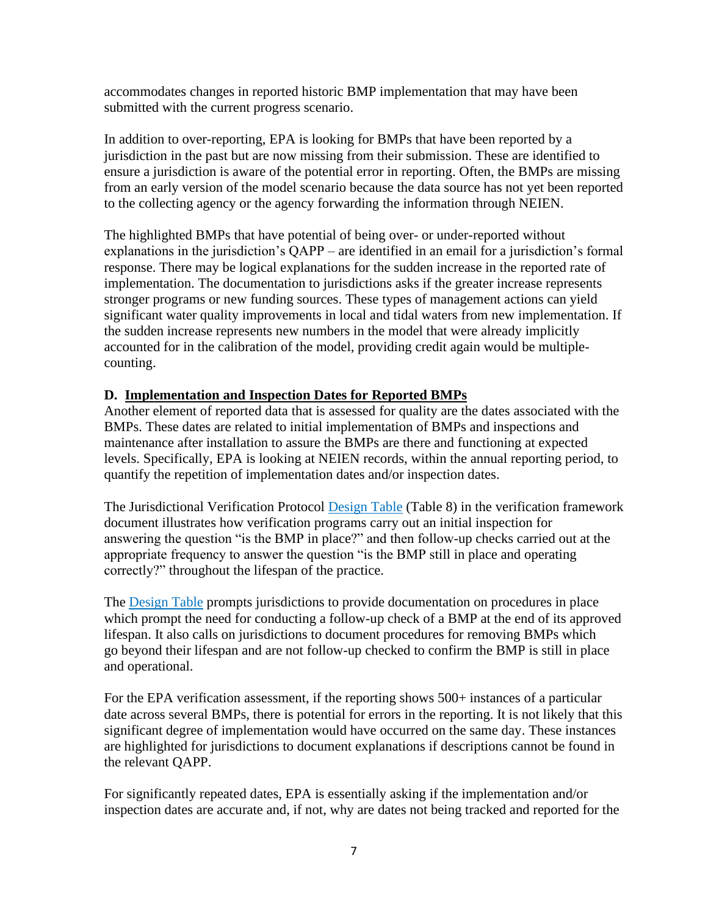accommodates changes in reported historic BMP implementation that may have been submitted with the current progress scenario.

In addition to over-reporting, EPA is looking for BMPs that have been reported by a jurisdiction in the past but are now missing from their submission. These are identified to ensure a jurisdiction is aware of the potential error in reporting. Often, the BMPs are missing from an early version of the model scenario because the data source has not yet been reported to the collecting agency or the agency forwarding the information through NEIEN.

The highlighted BMPs that have potential of being over- or under-reported without explanations in the jurisdiction's QAPP – are identified in an email for a jurisdiction's formal response. There may be logical explanations for the sudden increase in the reported rate of implementation. The documentation to jurisdictions asks if the greater increase represents stronger programs or new funding sources. These types of management actions can yield significant water quality improvements in local and tidal waters from new implementation. If the sudden increase represents new numbers in the model that were already implicitly accounted for in the calibration of the model, providing credit again would be multiple-counting.

### D. Implementation and Inspection Dates for Reported BMPs

Another element of reported data that is assessed for quality are the dates associated with the BMPs. These dates are related to initial implementation of BMPs and inspections and maintenance after installation to assure the BMPs are there and functioning at expected levels. Specifically, EPA is looking at NEIEN records, within the annual reporting period, to quantify the repetition of implementation dates and/or inspection dates.

The Jurisdictional Verification Protocol [Design Table] (Table 8) in the verification framework document illustrates how verification programs carry out an initial inspection for answering the question "is the BMP in place?" and then follow-up checks carried out at the appropriate frequency to answer the question "is the BMP still in place and operating correctly?" throughout the lifespan of the practice.

The [Design Table] prompts jurisdictions to provide documentation on procedures in place which prompt the need for conducting a follow-up check of a BMP at the end of its approved lifespan. It also calls on jurisdictions to document procedures for removing BMPs which go beyond their lifespan and are not follow-up checked to confirm the BMP is still in place and operational.

For the EPA verification assessment, if the reporting shows 500+ instances of a particular date across several BMPs, there is potential for errors in the reporting. It is not likely that this significant degree of implementation would have occurred on the same day. These instances are highlighted for jurisdictions to document explanations if descriptions cannot be found in the relevant QAPP.

For significantly repeated dates, EPA is essentially asking if the implementation and/or inspection dates are accurate and, if not, why are dates not being tracked and reported for the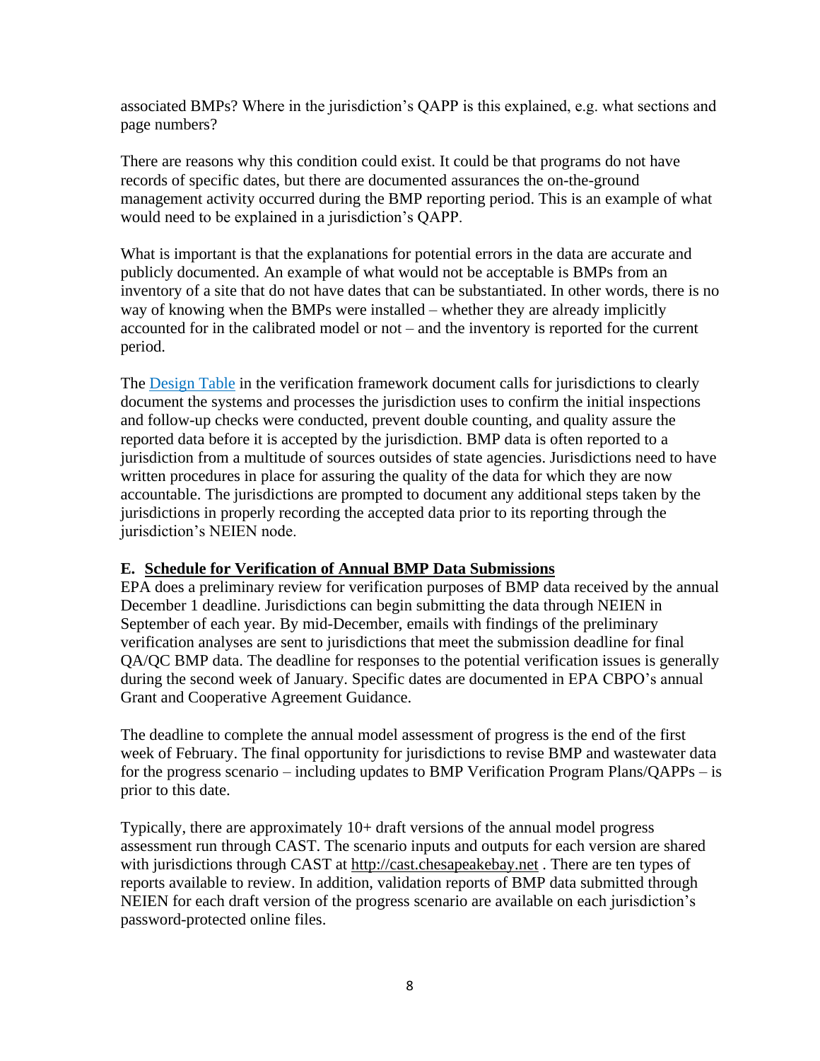associated BMPs? Where in the jurisdiction's QAPP is this explained, e.g. what sections and page numbers?

There are reasons why this condition could exist. It could be that programs do not have records of specific dates, but there are documented assurances the on-the-ground management activity occurred during the BMP reporting period. This is an example of what would need to be explained in a jurisdiction's QAPP.

What is important is that the explanations for potential errors in the data are accurate and publicly documented. An example of what would not be acceptable is BMPs from an inventory of a site that do not have dates that can be substantiated. In other words, there is no way of knowing when the BMPs were installed – whether they are already implicitly accounted for in the calibrated model or not – and the inventory is reported for the current period.

The [Design Table](#) in the verification framework document calls for jurisdictions to clearly document the systems and processes the jurisdiction uses to confirm the initial inspections and follow-up checks were conducted, prevent double counting, and quality assure the reported data before it is accepted by the jurisdiction. BMP data is often reported to a jurisdiction from a multitude of sources outsides of state agencies. Jurisdictions need to have written procedures in place for assuring the quality of the data for which they are now accountable. The jurisdictions are prompted to document any additional steps taken by the jurisdictions in properly recording the accepted data prior to its reporting through the jurisdiction's NEIEN node.

**E. Schedule for Verification of Annual BMP Data Submissions**

EPA does a preliminary review for verification purposes of BMP data received by the annual December 1 deadline. Jurisdictions can begin submitting the data through NEIEN in September of each year. By mid-December, emails with findings of the preliminary verification analyses are sent to jurisdictions that meet the submission deadline for final QA/QC BMP data. The deadline for responses to the potential verification issues is generally during the second week of January. Specific dates are documented in EPA CBPO's annual Grant and Cooperative Agreement Guidance.

The deadline to complete the annual model assessment of progress is the end of the first week of February. The final opportunity for jurisdictions to revise BMP and wastewater data for the progress scenario – including updates to BMP Verification Program Plans/QAPPs – is prior to this date.

Typically, there are approximately 10+ draft versions of the annual model progress assessment run through CAST. The scenario inputs and outputs for each version are shared with jurisdictions through CAST at http://cast.chesapeakebay.net . There are ten types of reports available to review. In addition, validation reports of BMP data submitted through NEIEN for each draft version of the progress scenario are available on each jurisdiction's password-protected online files.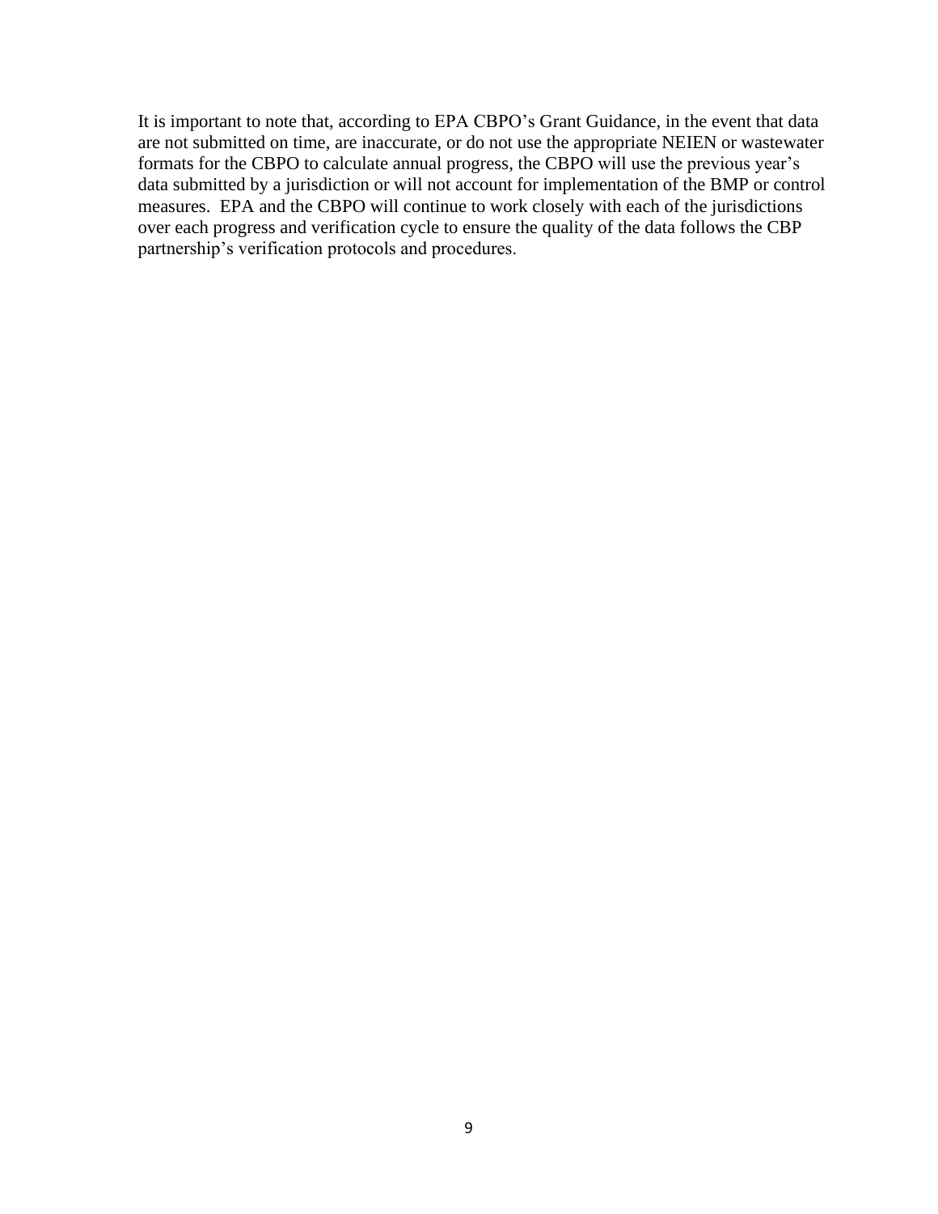It is important to note that, according to EPA CBPO's Grant Guidance, in the event that data are not submitted on time, are inaccurate, or do not use the appropriate NEIEN or wastewater formats for the CBPO to calculate annual progress, the CBPO will use the previous year's data submitted by a jurisdiction or will not account for implementation of the BMP or control measures. EPA and the CBPO will continue to work closely with each of the jurisdictions over each progress and verification cycle to ensure the quality of the data follows the CBP partnership's verification protocols and procedures.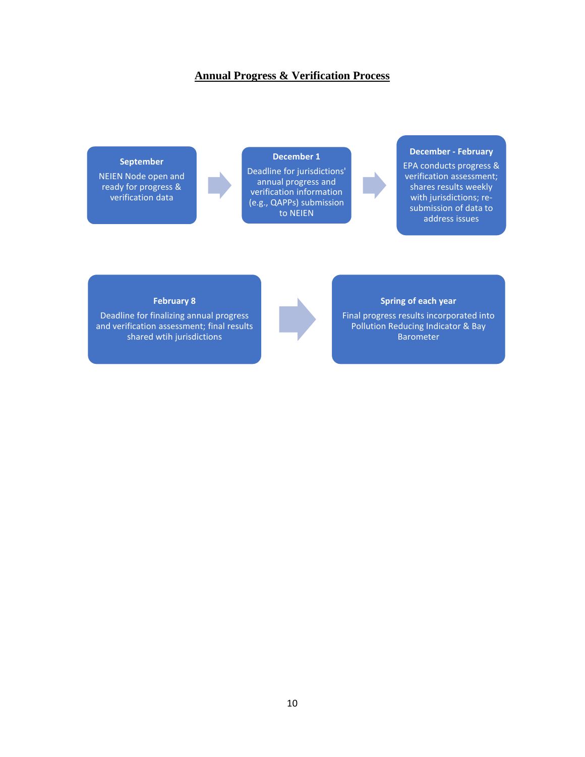## Annual Progress & Verification Process

**September**

NEIEN Node open and ready for progress & verification data

**December 1**

Deadline for jurisdictions' annual progress and verification information (e.g., QAPPs) submission to NEIEN

**December - February**

EPA conducts progress & verification assessment; shares results weekly with jurisdictions; re-submission of data to address issues

**February 8**

Deadline for finalizing annual progress and verification assessment; final results shared wtih jurisdictions

**Spring of each year**

Final progress results incorporated into Pollution Reducing Indicator & Bay Barometer